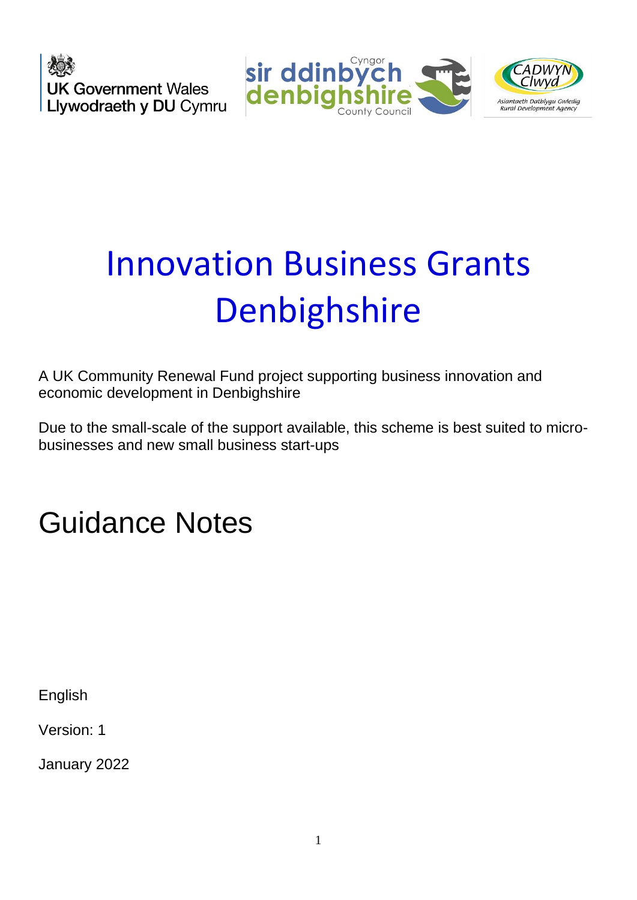UK Government Wales
Llywodraeth y DU Cymru

Cyngor sir ddinbych denbighshire County Council

CADWYN Clwyd
Asiantaeth Datblygu Gwledig
Rural Development Agency

# Innovation Business Grants Denbighshire

A UK Community Renewal Fund project supporting business innovation and economic development in Denbighshire

Due to the small-scale of the support available, this scheme is best suited to micro-businesses and new small business start-ups

# Guidance Notes

English

Version: 1

January 2022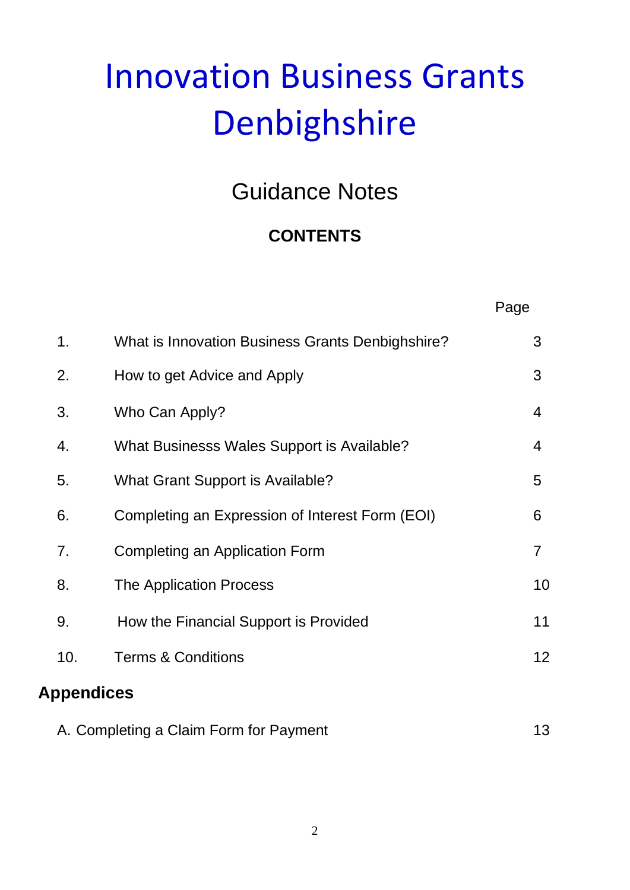# Innovation Business Grants Denbighshire

## Guidance Notes

### CONTENTS

| | | Page |
|---|---|---|
| 1. | What is Innovation Business Grants Denbighshire? | 3 |
| 2. | How to get Advice and Apply | 3 |
| 3. | Who Can Apply? | 4 |
| 4. | What Businesss Wales Support is Available? | 4 |
| 5. | What Grant Support is Available? | 5 |
| 6. | Completing an Expression of Interest Form (EOI) | 6 |
| 7. | Completing an Application Form | 7 |
| 8. | The Application Process | 10 |
| 9. | How the Financial Support is Provided | 11 |
| 10. | Terms & Conditions | 12 |

### Appendices

| | |
|---|---|
| A. Completing a Claim Form for Payment | 13 |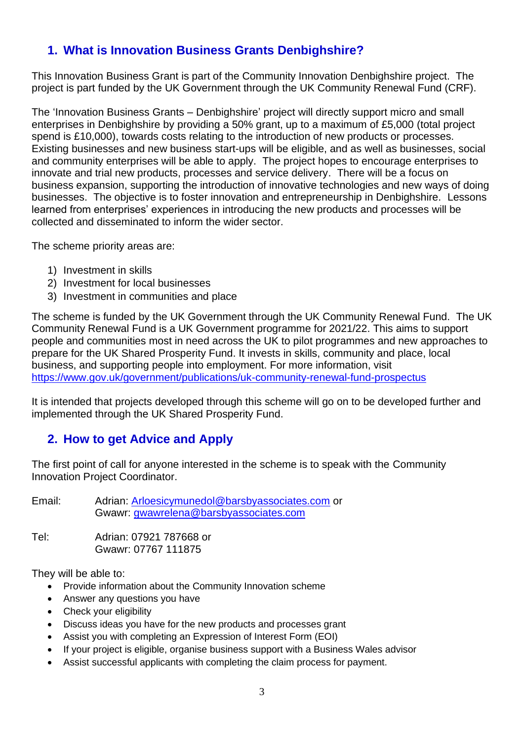## 1. What is Innovation Business Grants Denbighshire?

This Innovation Business Grant is part of the Community Innovation Denbighshire project. The project is part funded by the UK Government through the UK Community Renewal Fund (CRF).

The 'Innovation Business Grants – Denbighshire' project will directly support micro and small enterprises in Denbighshire by providing a 50% grant, up to a maximum of £5,000 (total project spend is £10,000), towards costs relating to the introduction of new products or processes. Existing businesses and new business start-ups will be eligible, and as well as businesses, social and community enterprises will be able to apply. The project hopes to encourage enterprises to innovate and trial new products, processes and service delivery. There will be a focus on business expansion, supporting the introduction of innovative technologies and new ways of doing businesses. The objective is to foster innovation and entrepreneurship in Denbighshire. Lessons learned from enterprises' experiences in introducing the new products and processes will be collected and disseminated to inform the wider sector.

The scheme priority areas are:

1) Investment in skills
2) Investment for local businesses
3) Investment in communities and place

The scheme is funded by the UK Government through the UK Community Renewal Fund. The UK Community Renewal Fund is a UK Government programme for 2021/22. This aims to support people and communities most in need across the UK to pilot programmes and new approaches to prepare for the UK Shared Prosperity Fund. It invests in skills, community and place, local business, and supporting people into employment. For more information, visit https://www.gov.uk/government/publications/uk-community-renewal-fund-prospectus

It is intended that projects developed through this scheme will go on to be developed further and implemented through the UK Shared Prosperity Fund.

## 2. How to get Advice and Apply

The first point of call for anyone interested in the scheme is to speak with the Community Innovation Project Coordinator.

Email: Adrian: Arloesicymunedol@barsbyassociates.com or
Gwawr: gwawrelena@barsbyassociates.com

Tel: Adrian: 07921 787668 or
Gwawr: 07767 111875

They will be able to:

- Provide information about the Community Innovation scheme
- Answer any questions you have
- Check your eligibility
- Discuss ideas you have for the new products and processes grant
- Assist you with completing an Expression of Interest Form (EOI)
- If your project is eligible, organise business support with a Business Wales advisor
- Assist successful applicants with completing the claim process for payment.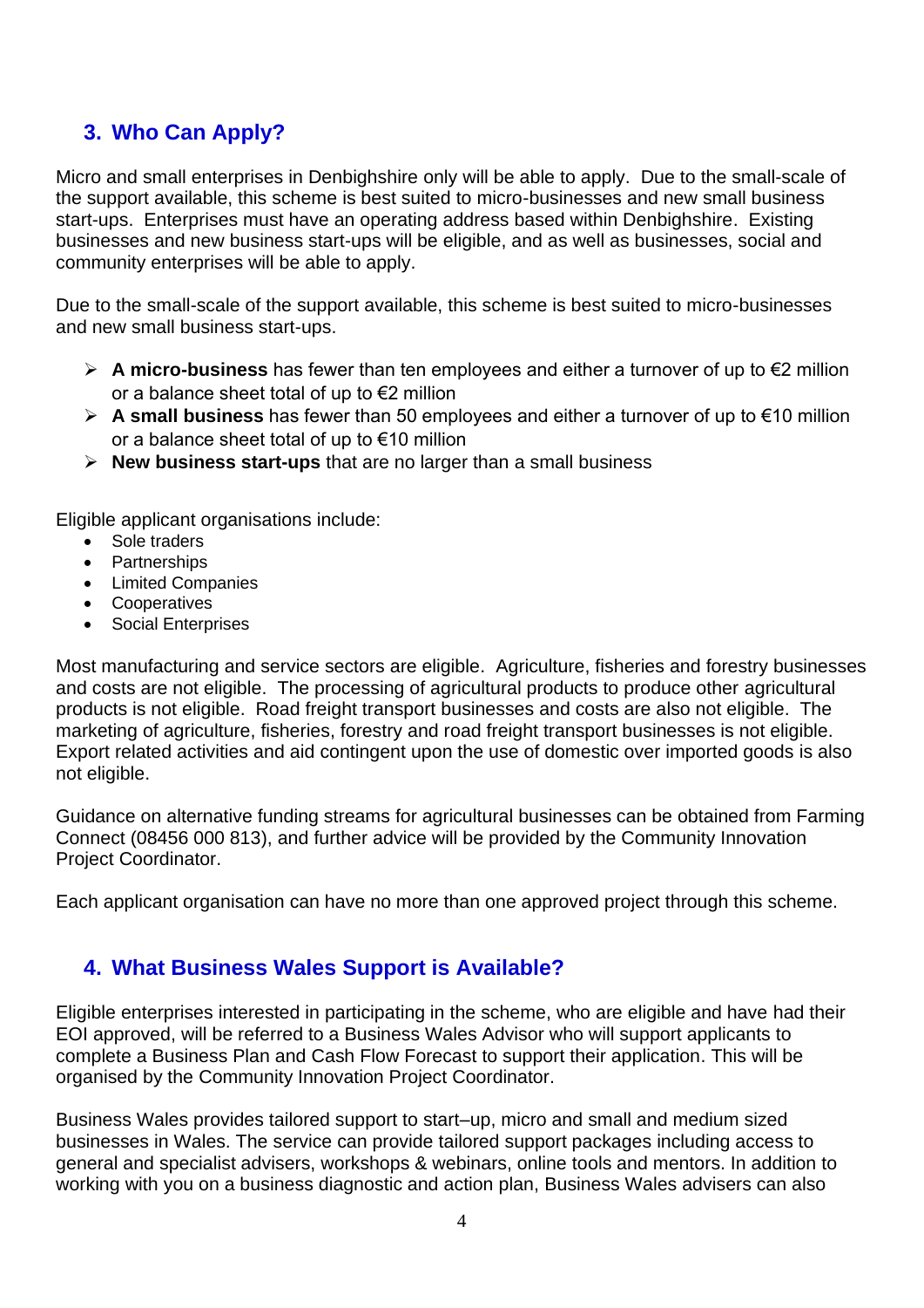## 3. Who Can Apply?

Micro and small enterprises in Denbighshire only will be able to apply. Due to the small-scale of the support available, this scheme is best suited to micro-businesses and new small business start-ups. Enterprises must have an operating address based within Denbighshire. Existing businesses and new business start-ups will be eligible, and as well as businesses, social and community enterprises will be able to apply.

Due to the small-scale of the support available, this scheme is best suited to micro-businesses and new small business start-ups.

- **A micro-business** has fewer than ten employees and either a turnover of up to €2 million or a balance sheet total of up to €2 million
- **A small business** has fewer than 50 employees and either a turnover of up to €10 million or a balance sheet total of up to €10 million
- **New business start-ups** that are no larger than a small business

Eligible applicant organisations include:

- Sole traders
- Partnerships
- Limited Companies
- Cooperatives
- Social Enterprises

Most manufacturing and service sectors are eligible. Agriculture, fisheries and forestry businesses and costs are not eligible. The processing of agricultural products to produce other agricultural products is not eligible. Road freight transport businesses and costs are also not eligible. The marketing of agriculture, fisheries, forestry and road freight transport businesses is not eligible. Export related activities and aid contingent upon the use of domestic over imported goods is also not eligible.

Guidance on alternative funding streams for agricultural businesses can be obtained from Farming Connect (08456 000 813), and further advice will be provided by the Community Innovation Project Coordinator.

Each applicant organisation can have no more than one approved project through this scheme.

## 4. What Business Wales Support is Available?

Eligible enterprises interested in participating in the scheme, who are eligible and have had their EOI approved, will be referred to a Business Wales Advisor who will support applicants to complete a Business Plan and Cash Flow Forecast to support their application. This will be organised by the Community Innovation Project Coordinator.

Business Wales provides tailored support to start–up, micro and small and medium sized businesses in Wales. The service can provide tailored support packages including access to general and specialist advisers, workshops & webinars, online tools and mentors. In addition to working with you on a business diagnostic and action plan, Business Wales advisers can also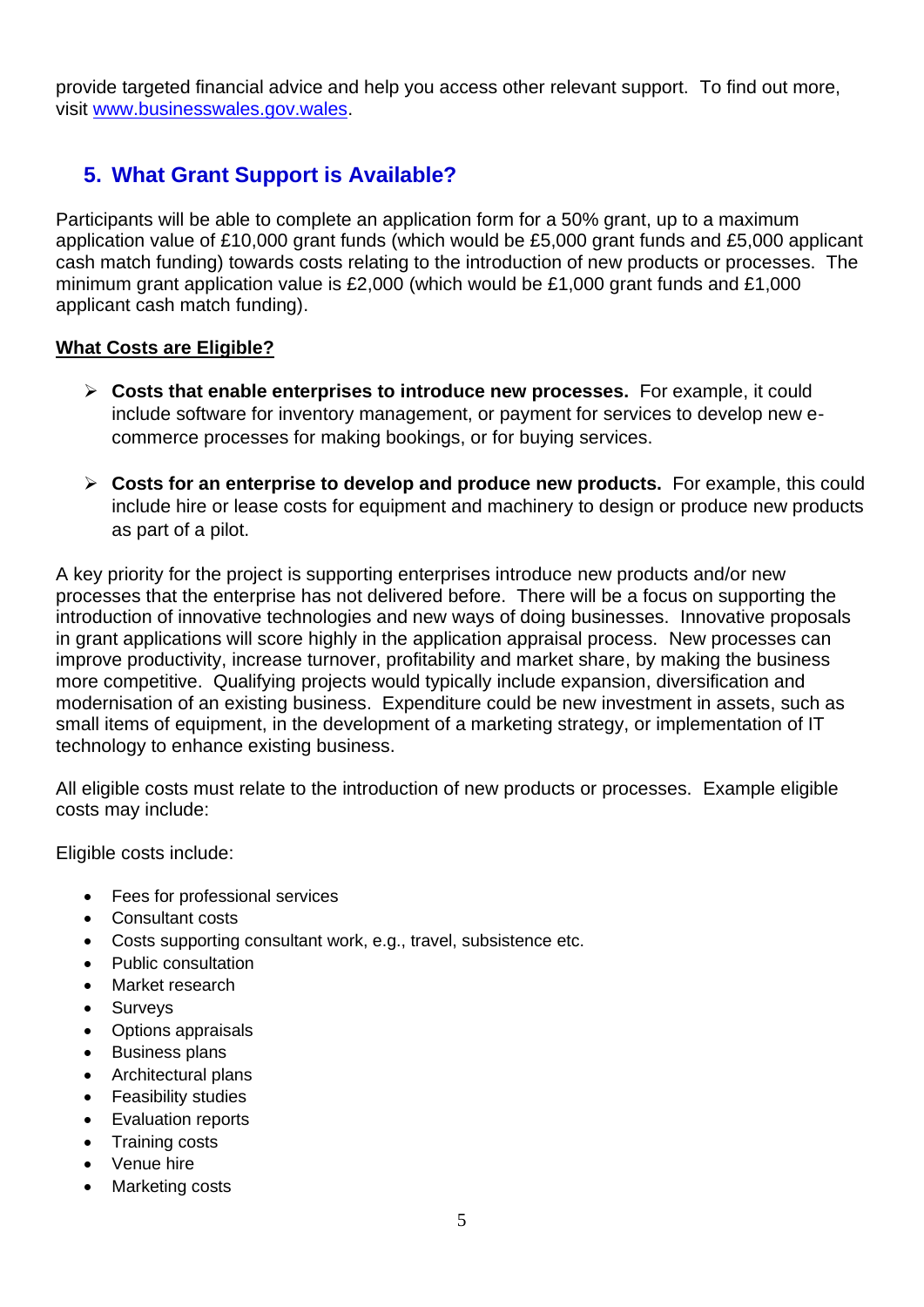provide targeted financial advice and help you access other relevant support. To find out more, visit [www.businesswales.gov.wales](www.businesswales.gov.wales).

## 5. What Grant Support is Available?

Participants will be able to complete an application form for a 50% grant, up to a maximum application value of £10,000 grant funds (which would be £5,000 grant funds and £5,000 applicant cash match funding) towards costs relating to the introduction of new products or processes. The minimum grant application value is £2,000 (which would be £1,000 grant funds and £1,000 applicant cash match funding).

**What Costs are Eligible?**

- **Costs that enable enterprises to introduce new processes.** For example, it could include software for inventory management, or payment for services to develop new e-commerce processes for making bookings, or for buying services.

- **Costs for an enterprise to develop and produce new products.** For example, this could include hire or lease costs for equipment and machinery to design or produce new products as part of a pilot.

A key priority for the project is supporting enterprises introduce new products and/or new processes that the enterprise has not delivered before. There will be a focus on supporting the introduction of innovative technologies and new ways of doing businesses. Innovative proposals in grant applications will score highly in the application appraisal process. New processes can improve productivity, increase turnover, profitability and market share, by making the business more competitive. Qualifying projects would typically include expansion, diversification and modernisation of an existing business. Expenditure could be new investment in assets, such as small items of equipment, in the development of a marketing strategy, or implementation of IT technology to enhance existing business.

All eligible costs must relate to the introduction of new products or processes. Example eligible costs may include:

Eligible costs include:

- Fees for professional services
- Consultant costs
- Costs supporting consultant work, e.g., travel, subsistence etc.
- Public consultation
- Market research
- Surveys
- Options appraisals
- Business plans
- Architectural plans
- Feasibility studies
- Evaluation reports
- Training costs
- Venue hire
- Marketing costs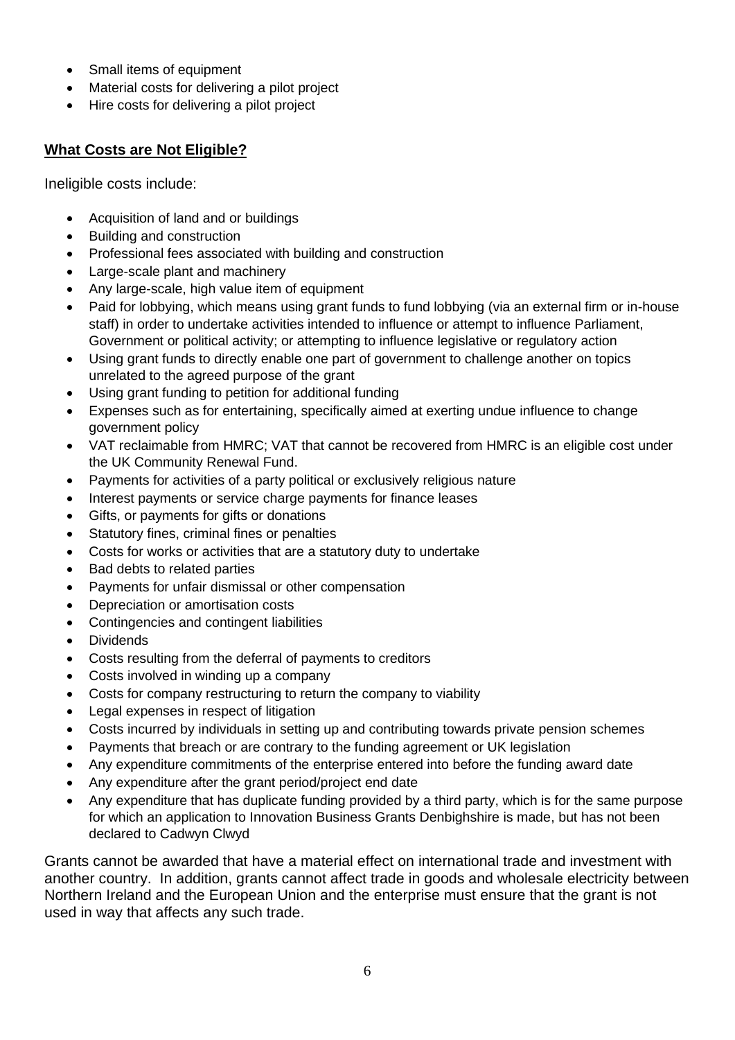- Small items of equipment
- Material costs for delivering a pilot project
- Hire costs for delivering a pilot project

## **What Costs are Not Eligible?**

Ineligible costs include:

- Acquisition of land and or buildings
- Building and construction
- Professional fees associated with building and construction
- Large-scale plant and machinery
- Any large-scale, high value item of equipment
- Paid for lobbying, which means using grant funds to fund lobbying (via an external firm or in-house staff) in order to undertake activities intended to influence or attempt to influence Parliament, Government or political activity; or attempting to influence legislative or regulatory action
- Using grant funds to directly enable one part of government to challenge another on topics unrelated to the agreed purpose of the grant
- Using grant funding to petition for additional funding
- Expenses such as for entertaining, specifically aimed at exerting undue influence to change government policy
- VAT reclaimable from HMRC; VAT that cannot be recovered from HMRC is an eligible cost under the UK Community Renewal Fund.
- Payments for activities of a party political or exclusively religious nature
- Interest payments or service charge payments for finance leases
- Gifts, or payments for gifts or donations
- Statutory fines, criminal fines or penalties
- Costs for works or activities that are a statutory duty to undertake
- Bad debts to related parties
- Payments for unfair dismissal or other compensation
- Depreciation or amortisation costs
- Contingencies and contingent liabilities
- Dividends
- Costs resulting from the deferral of payments to creditors
- Costs involved in winding up a company
- Costs for company restructuring to return the company to viability
- Legal expenses in respect of litigation
- Costs incurred by individuals in setting up and contributing towards private pension schemes
- Payments that breach or are contrary to the funding agreement or UK legislation
- Any expenditure commitments of the enterprise entered into before the funding award date
- Any expenditure after the grant period/project end date
- Any expenditure that has duplicate funding provided by a third party, which is for the same purpose for which an application to Innovation Business Grants Denbighshire is made, but has not been declared to Cadwyn Clwyd

Grants cannot be awarded that have a material effect on international trade and investment with another country. In addition, grants cannot affect trade in goods and wholesale electricity between Northern Ireland and the European Union and the enterprise must ensure that the grant is not used in way that affects any such trade.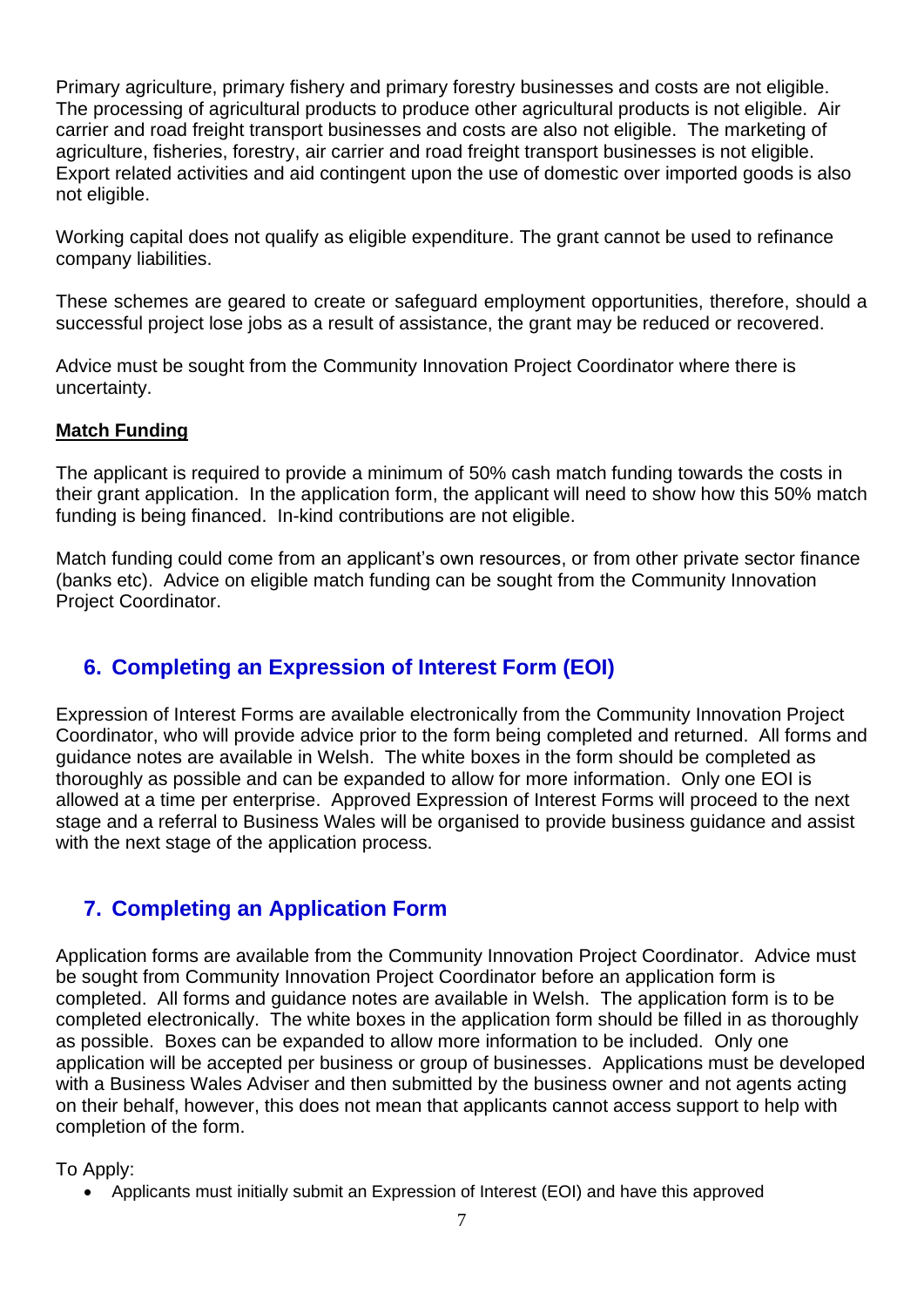Primary agriculture, primary fishery and primary forestry businesses and costs are not eligible. The processing of agricultural products to produce other agricultural products is not eligible. Air carrier and road freight transport businesses and costs are also not eligible. The marketing of agriculture, fisheries, forestry, air carrier and road freight transport businesses is not eligible. Export related activities and aid contingent upon the use of domestic over imported goods is also not eligible.

Working capital does not qualify as eligible expenditure. The grant cannot be used to refinance company liabilities.

These schemes are geared to create or safeguard employment opportunities, therefore, should a successful project lose jobs as a result of assistance, the grant may be reduced or recovered.

Advice must be sought from the Community Innovation Project Coordinator where there is uncertainty.

**Match Funding**

The applicant is required to provide a minimum of 50% cash match funding towards the costs in their grant application. In the application form, the applicant will need to show how this 50% match funding is being financed. In-kind contributions are not eligible.

Match funding could come from an applicant's own resources, or from other private sector finance (banks etc). Advice on eligible match funding can be sought from the Community Innovation Project Coordinator.

## 6. Completing an Expression of Interest Form (EOI)

Expression of Interest Forms are available electronically from the Community Innovation Project Coordinator, who will provide advice prior to the form being completed and returned. All forms and guidance notes are available in Welsh. The white boxes in the form should be completed as thoroughly as possible and can be expanded to allow for more information. Only one EOI is allowed at a time per enterprise. Approved Expression of Interest Forms will proceed to the next stage and a referral to Business Wales will be organised to provide business guidance and assist with the next stage of the application process.

## 7. Completing an Application Form

Application forms are available from the Community Innovation Project Coordinator. Advice must be sought from Community Innovation Project Coordinator before an application form is completed. All forms and guidance notes are available in Welsh. The application form is to be completed electronically. The white boxes in the application form should be filled in as thoroughly as possible. Boxes can be expanded to allow more information to be included. Only one application will be accepted per business or group of businesses. Applications must be developed with a Business Wales Adviser and then submitted by the business owner and not agents acting on their behalf, however, this does not mean that applicants cannot access support to help with completion of the form.

To Apply:

- Applicants must initially submit an Expression of Interest (EOI) and have this approved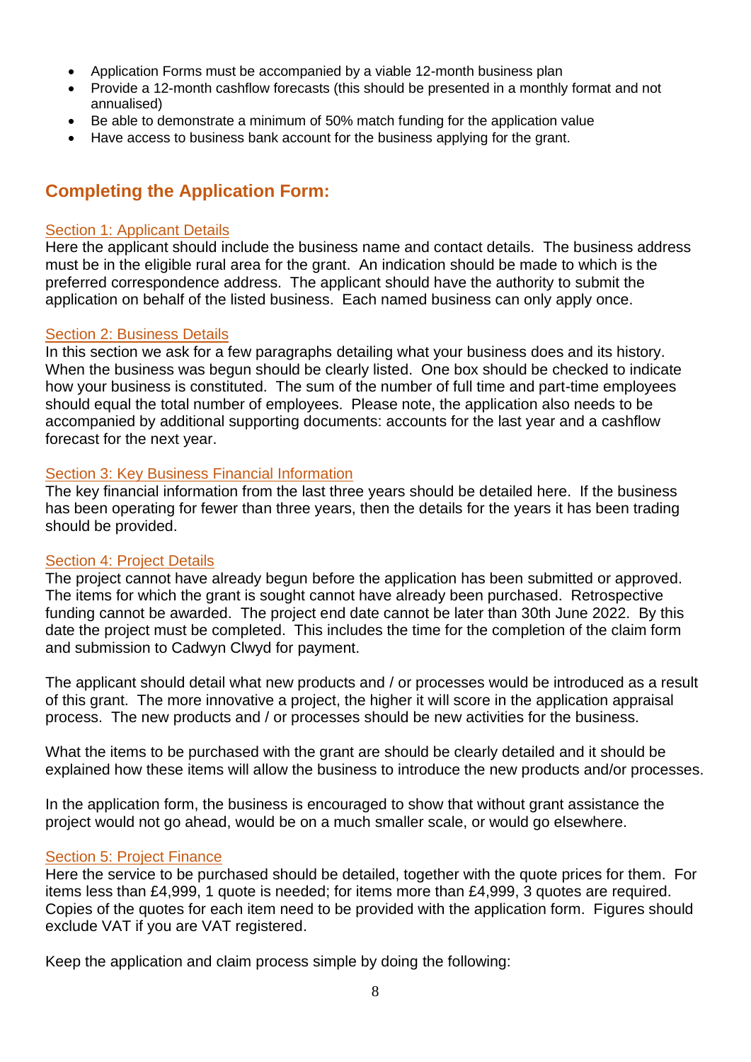- Application Forms must be accompanied by a viable 12-month business plan
- Provide a 12-month cashflow forecasts (this should be presented in a monthly format and not annualised)
- Be able to demonstrate a minimum of 50% match funding for the application value
- Have access to business bank account for the business applying for the grant.

## Completing the Application Form:

### Section 1: Applicant Details

Here the applicant should include the business name and contact details. The business address must be in the eligible rural area for the grant. An indication should be made to which is the preferred correspondence address. The applicant should have the authority to submit the application on behalf of the listed business. Each named business can only apply once.

### Section 2: Business Details

In this section we ask for a few paragraphs detailing what your business does and its history. When the business was begun should be clearly listed. One box should be checked to indicate how your business is constituted. The sum of the number of full time and part-time employees should equal the total number of employees. Please note, the application also needs to be accompanied by additional supporting documents: accounts for the last year and a cashflow forecast for the next year.

### Section 3: Key Business Financial Information

The key financial information from the last three years should be detailed here. If the business has been operating for fewer than three years, then the details for the years it has been trading should be provided.

### Section 4: Project Details

The project cannot have already begun before the application has been submitted or approved. The items for which the grant is sought cannot have already been purchased. Retrospective funding cannot be awarded. The project end date cannot be later than 30th June 2022. By this date the project must be completed. This includes the time for the completion of the claim form and submission to Cadwyn Clwyd for payment.

The applicant should detail what new products and / or processes would be introduced as a result of this grant. The more innovative a project, the higher it will score in the application appraisal process. The new products and / or processes should be new activities for the business.

What the items to be purchased with the grant are should be clearly detailed and it should be explained how these items will allow the business to introduce the new products and/or processes.

In the application form, the business is encouraged to show that without grant assistance the project would not go ahead, would be on a much smaller scale, or would go elsewhere.

### Section 5: Project Finance

Here the service to be purchased should be detailed, together with the quote prices for them. For items less than £4,999, 1 quote is needed; for items more than £4,999, 3 quotes are required. Copies of the quotes for each item need to be provided with the application form. Figures should exclude VAT if you are VAT registered.

Keep the application and claim process simple by doing the following: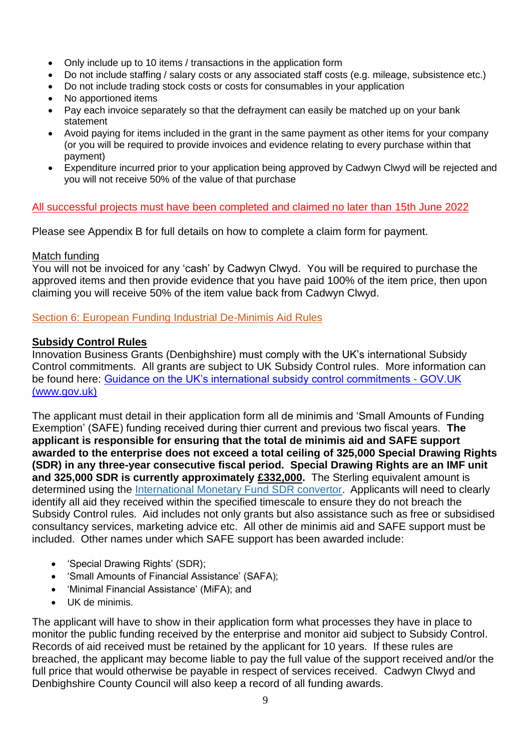- Only include up to 10 items / transactions in the application form
- Do not include staffing / salary costs or any associated staff costs (e.g. mileage, subsistence etc.)
- Do not include trading stock costs or costs for consumables in your application
- No apportioned items
- Pay each invoice separately so that the defrayment can easily be matched up on your bank statement
- Avoid paying for items included in the grant in the same payment as other items for your company (or you will be required to provide invoices and evidence relating to every purchase within that payment)
- Expenditure incurred prior to your application being approved by Cadwyn Clwyd will be rejected and you will not receive 50% of the value of that purchase

All successful projects must have been completed and claimed no later than 15th June 2022

Please see Appendix B for full details on how to complete a claim form for payment.

Match funding

You will not be invoiced for any 'cash' by Cadwyn Clwyd. You will be required to purchase the approved items and then provide evidence that you have paid 100% of the item price, then upon claiming you will receive 50% of the item value back from Cadwyn Clwyd.

## Section 6: European Funding Industrial De-Minimis Aid Rules

### Subsidy Control Rules

Innovation Business Grants (Denbighshire) must comply with the UK's international Subsidy Control commitments. All grants are subject to UK Subsidy Control rules. More information can be found here: Guidance on the UK's international subsidy control commitments - GOV.UK (www.gov.uk)

The applicant must detail in their application form all de minimis and 'Small Amounts of Funding Exemption' (SAFE) funding received during thier current and previous two fiscal years. **The applicant is responsible for ensuring that the total de minimis aid and SAFE support awarded to the enterprise does not exceed a total ceiling of 325,000 Special Drawing Rights (SDR) in any three-year consecutive fiscal period. Special Drawing Rights are an IMF unit and 325,000 SDR is currently approximately £332,000.** The Sterling equivalent amount is determined using the International Monetary Fund SDR convertor. Applicants will need to clearly identify all aid they received within the specified timescale to ensure they do not breach the Subsidy Control rules. Aid includes not only grants but also assistance such as free or subsidised consultancy services, marketing advice etc. All other de minimis aid and SAFE support must be included. Other names under which SAFE support has been awarded include:

- 'Special Drawing Rights' (SDR);
- 'Small Amounts of Financial Assistance' (SAFA);
- 'Minimal Financial Assistance' (MiFA); and
- UK de minimis.

The applicant will have to show in their application form what processes they have in place to monitor the public funding received by the enterprise and monitor aid subject to Subsidy Control. Records of aid received must be retained by the applicant for 10 years. If these rules are breached, the applicant may become liable to pay the full value of the support received and/or the full price that would otherwise be payable in respect of services received. Cadwyn Clwyd and Denbighshire County Council will also keep a record of all funding awards.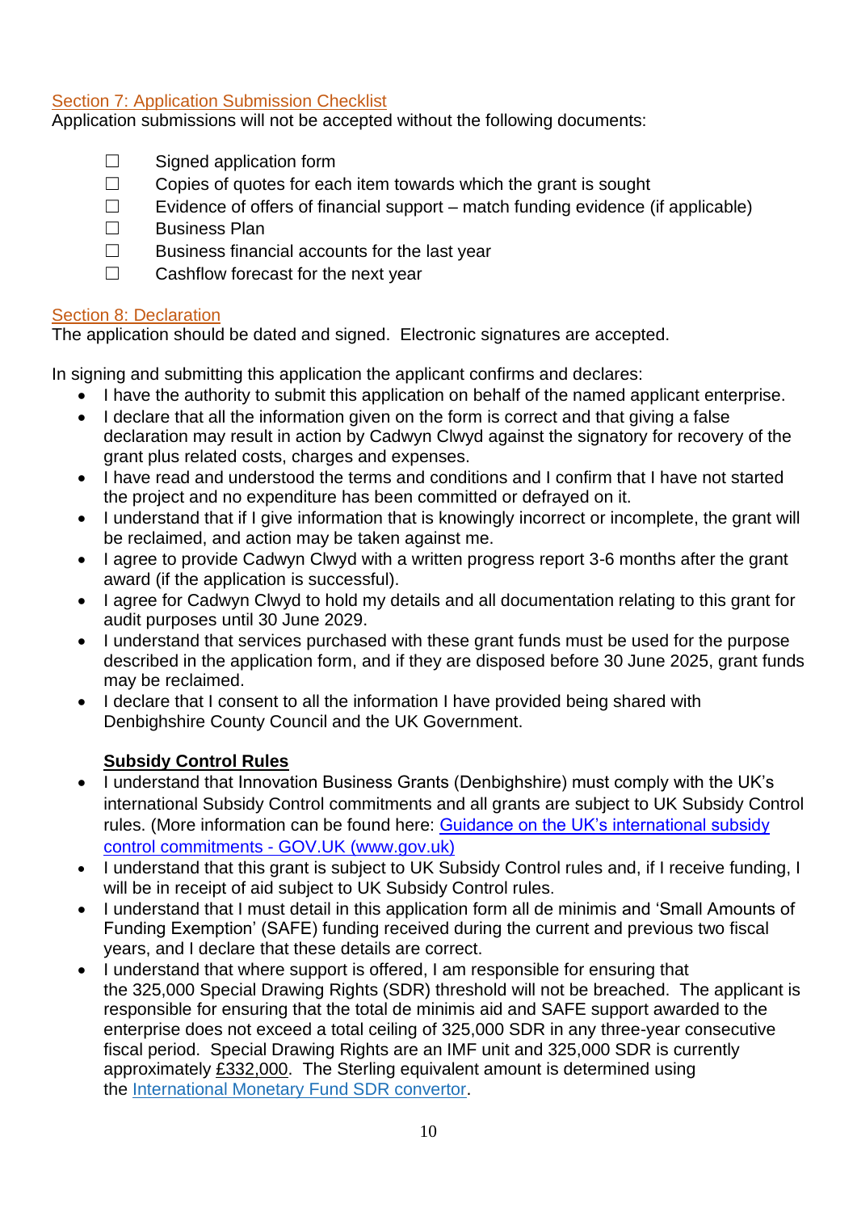## Section 7: Application Submission Checklist

Application submissions will not be accepted without the following documents:

- ☐ Signed application form
- ☐ Copies of quotes for each item towards which the grant is sought
- ☐ Evidence of offers of financial support – match funding evidence (if applicable)
- ☐ Business Plan
- ☐ Business financial accounts for the last year
- ☐ Cashflow forecast for the next year

## Section 8: Declaration

The application should be dated and signed. Electronic signatures are accepted.

In signing and submitting this application the applicant confirms and declares:

- I have the authority to submit this application on behalf of the named applicant enterprise.
- I declare that all the information given on the form is correct and that giving a false declaration may result in action by Cadwyn Clwyd against the signatory for recovery of the grant plus related costs, charges and expenses.
- I have read and understood the terms and conditions and I confirm that I have not started the project and no expenditure has been committed or defrayed on it.
- I understand that if I give information that is knowingly incorrect or incomplete, the grant will be reclaimed, and action may be taken against me.
- I agree to provide Cadwyn Clwyd with a written progress report 3-6 months after the grant award (if the application is successful).
- I agree for Cadwyn Clwyd to hold my details and all documentation relating to this grant for audit purposes until 30 June 2029.
- I understand that services purchased with these grant funds must be used for the purpose described in the application form, and if they are disposed before 30 June 2025, grant funds may be reclaimed.
- I declare that I consent to all the information I have provided being shared with Denbighshire County Council and the UK Government.

**Subsidy Control Rules**

- I understand that Innovation Business Grants (Denbighshire) must comply with the UK's international Subsidy Control commitments and all grants are subject to UK Subsidy Control rules. (More information can be found here: Guidance on the UK's international subsidy control commitments - GOV.UK (www.gov.uk)
- I understand that this grant is subject to UK Subsidy Control rules and, if I receive funding, I will be in receipt of aid subject to UK Subsidy Control rules.
- I understand that I must detail in this application form all de minimis and 'Small Amounts of Funding Exemption' (SAFE) funding received during the current and previous two fiscal years, and I declare that these details are correct.
- I understand that where support is offered, I am responsible for ensuring that the 325,000 Special Drawing Rights (SDR) threshold will not be breached. The applicant is responsible for ensuring that the total de minimis aid and SAFE support awarded to the enterprise does not exceed a total ceiling of 325,000 SDR in any three-year consecutive fiscal period. Special Drawing Rights are an IMF unit and 325,000 SDR is currently approximately £332,000. The Sterling equivalent amount is determined using the International Monetary Fund SDR convertor.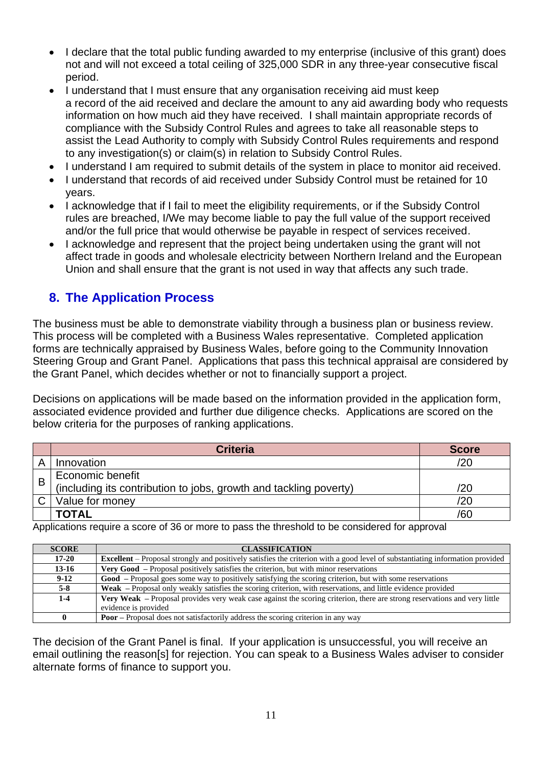- I declare that the total public funding awarded to my enterprise (inclusive of this grant) does not and will not exceed a total ceiling of 325,000 SDR in any three-year consecutive fiscal period.
- I understand that I must ensure that any organisation receiving aid must keep a record of the aid received and declare the amount to any aid awarding body who requests information on how much aid they have received. I shall maintain appropriate records of compliance with the Subsidy Control Rules and agrees to take all reasonable steps to assist the Lead Authority to comply with Subsidy Control Rules requirements and respond to any investigation(s) or claim(s) in relation to Subsidy Control Rules.
- I understand I am required to submit details of the system in place to monitor aid received.
- I understand that records of aid received under Subsidy Control must be retained for 10 years.
- I acknowledge that if I fail to meet the eligibility requirements, or if the Subsidy Control rules are breached, I/We may become liable to pay the full value of the support received and/or the full price that would otherwise be payable in respect of services received.
- I acknowledge and represent that the project being undertaken using the grant will not affect trade in goods and wholesale electricity between Northern Ireland and the European Union and shall ensure that the grant is not used in way that affects any such trade.

## 8. The Application Process

The business must be able to demonstrate viability through a business plan or business review. This process will be completed with a Business Wales representative. Completed application forms are technically appraised by Business Wales, before going to the Community Innovation Steering Group and Grant Panel. Applications that pass this technical appraisal are considered by the Grant Panel, which decides whether or not to financially support a project.

Decisions on applications will be made based on the information provided in the application form, associated evidence provided and further due diligence checks. Applications are scored on the below criteria for the purposes of ranking applications.

| | Criteria | Score |
|---|---|---|
| A | Innovation | /20 |
| B | Economic benefit (including its contribution to jobs, growth and tackling poverty) | /20 |
| C | Value for money | /20 |
| | **TOTAL** | /60 |

Applications require a score of 36 or more to pass the threshold to be considered for approval

| SCORE | CLASSIFICATION |
|---|---|
| 17-20 | **Excellent** – Proposal strongly and positively satisfies the criterion with a good level of substantiating information provided |
| 13-16 | **Very Good** – Proposal positively satisfies the criterion, but with minor reservations |
| 9-12 | **Good** – Proposal goes some way to positively satisfying the scoring criterion, but with some reservations |
| 5-8 | **Weak** – Proposal only weakly satisfies the scoring criterion, with reservations, and little evidence provided |
| 1-4 | **Very Weak** – Proposal provides very weak case against the scoring criterion, there are strong reservations and very little evidence is provided |
| 0 | **Poor** – Proposal does not satisfactorily address the scoring criterion in any way |

The decision of the Grant Panel is final. If your application is unsuccessful, you will receive an email outlining the reason[s] for rejection. You can speak to a Business Wales adviser to consider alternate forms of finance to support you.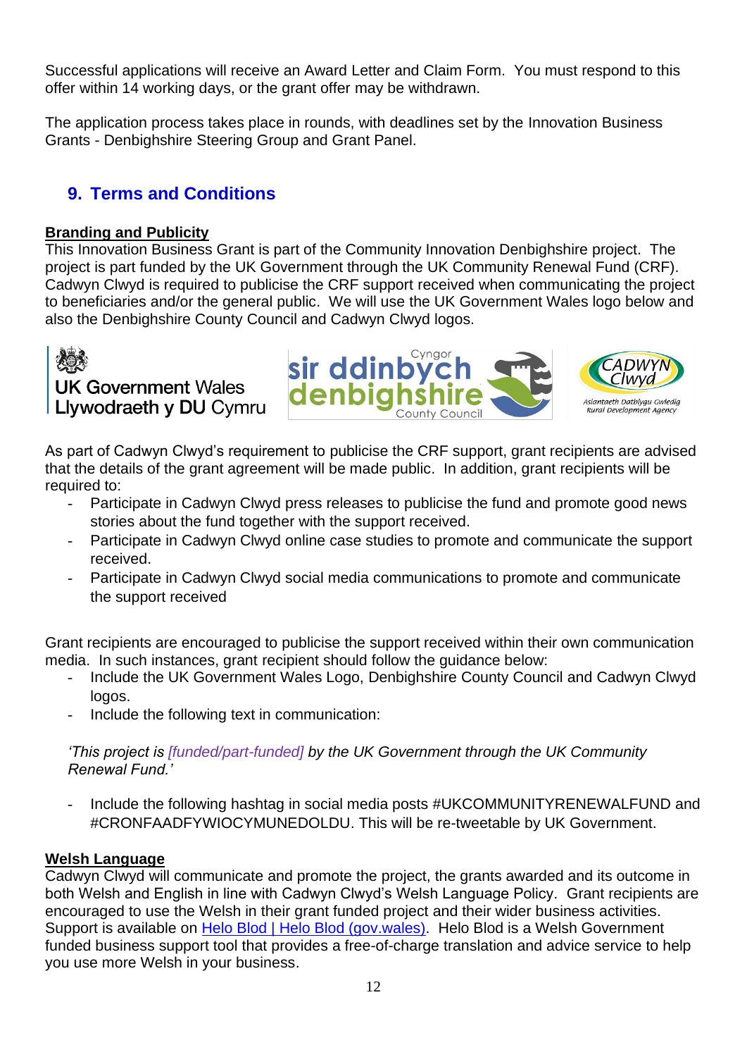Successful applications will receive an Award Letter and Claim Form. You must respond to this offer within 14 working days, or the grant offer may be withdrawn.

The application process takes place in rounds, with deadlines set by the Innovation Business Grants - Denbighshire Steering Group and Grant Panel.

## 9. Terms and Conditions

**Branding and Publicity**

This Innovation Business Grant is part of the Community Innovation Denbighshire project. The project is part funded by the UK Government through the UK Community Renewal Fund (CRF). Cadwyn Clwyd is required to publicise the CRF support received when communicating the project to beneficiaries and/or the general public. We will use the UK Government Wales logo below and also the Denbighshire County Council and Cadwyn Clwyd logos.

UK Government Wales
Llywodraeth y DU Cymru

Cyngor sir ddinbych denbighshire County Council

CADWYN Clwyd
Asiantaeth Datblygu Gwledig Rural Development Agency

As part of Cadwyn Clwyd's requirement to publicise the CRF support, grant recipients are advised that the details of the grant agreement will be made public. In addition, grant recipients will be required to:

- Participate in Cadwyn Clwyd press releases to publicise the fund and promote good news stories about the fund together with the support received.
- Participate in Cadwyn Clwyd online case studies to promote and communicate the support received.
- Participate in Cadwyn Clwyd social media communications to promote and communicate the support received

Grant recipients are encouraged to publicise the support received within their own communication media. In such instances, grant recipient should follow the guidance below:

- Include the UK Government Wales Logo, Denbighshire County Council and Cadwyn Clwyd logos.
- Include the following text in communication:

*'This project is [funded/part-funded] by the UK Government through the UK Community Renewal Fund.'*

- Include the following hashtag in social media posts #UKCOMMUNITYRENEWALFUND and #CRONFAADFYWIOCYMUNEDOLDU. This will be re-tweetable by UK Government.

**Welsh Language**

Cadwyn Clwyd will communicate and promote the project, the grants awarded and its outcome in both Welsh and English in line with Cadwyn Clwyd's Welsh Language Policy. Grant recipients are encouraged to use the Welsh in their grant funded project and their wider business activities. Support is available on Helo Blod | Helo Blod (gov.wales). Helo Blod is a Welsh Government funded business support tool that provides a free-of-charge translation and advice service to help you use more Welsh in your business.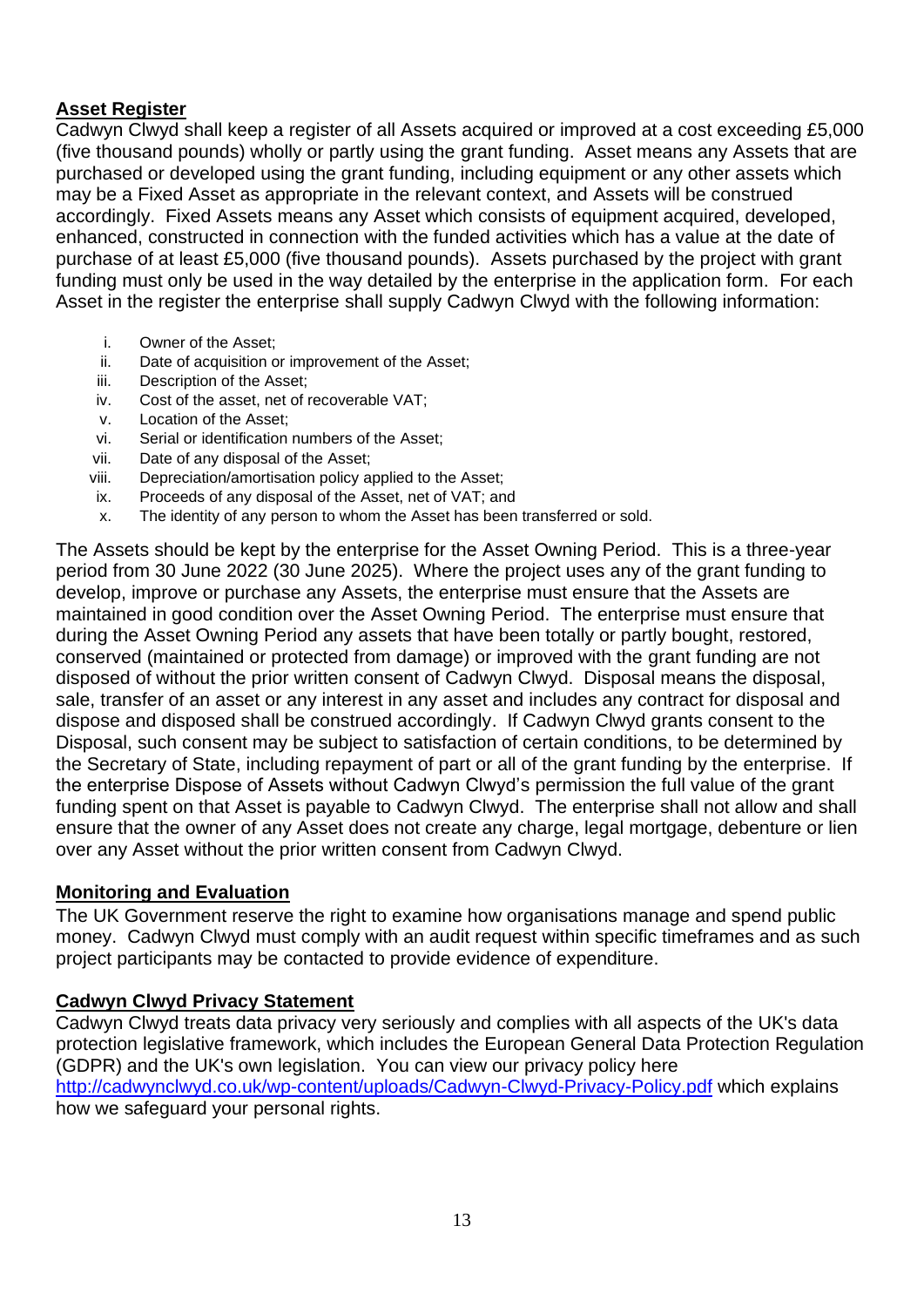## Asset Register

Cadwyn Clwyd shall keep a register of all Assets acquired or improved at a cost exceeding £5,000 (five thousand pounds) wholly or partly using the grant funding. Asset means any Assets that are purchased or developed using the grant funding, including equipment or any other assets which may be a Fixed Asset as appropriate in the relevant context, and Assets will be construed accordingly. Fixed Assets means any Asset which consists of equipment acquired, developed, enhanced, constructed in connection with the funded activities which has a value at the date of purchase of at least £5,000 (five thousand pounds). Assets purchased by the project with grant funding must only be used in the way detailed by the enterprise in the application form. For each Asset in the register the enterprise shall supply Cadwyn Clwyd with the following information:

i. Owner of the Asset;
ii. Date of acquisition or improvement of the Asset;
iii. Description of the Asset;
iv. Cost of the asset, net of recoverable VAT;
v. Location of the Asset;
vi. Serial or identification numbers of the Asset;
vii. Date of any disposal of the Asset;
viii. Depreciation/amortisation policy applied to the Asset;
ix. Proceeds of any disposal of the Asset, net of VAT; and
x. The identity of any person to whom the Asset has been transferred or sold.

The Assets should be kept by the enterprise for the Asset Owning Period. This is a three-year period from 30 June 2022 (30 June 2025). Where the project uses any of the grant funding to develop, improve or purchase any Assets, the enterprise must ensure that the Assets are maintained in good condition over the Asset Owning Period. The enterprise must ensure that during the Asset Owning Period any assets that have been totally or partly bought, restored, conserved (maintained or protected from damage) or improved with the grant funding are not disposed of without the prior written consent of Cadwyn Clwyd. Disposal means the disposal, sale, transfer of an asset or any interest in any asset and includes any contract for disposal and dispose and disposed shall be construed accordingly. If Cadwyn Clwyd grants consent to the Disposal, such consent may be subject to satisfaction of certain conditions, to be determined by the Secretary of State, including repayment of part or all of the grant funding by the enterprise. If the enterprise Dispose of Assets without Cadwyn Clwyd's permission the full value of the grant funding spent on that Asset is payable to Cadwyn Clwyd. The enterprise shall not allow and shall ensure that the owner of any Asset does not create any charge, legal mortgage, debenture or lien over any Asset without the prior written consent from Cadwyn Clwyd.

## Monitoring and Evaluation

The UK Government reserve the right to examine how organisations manage and spend public money. Cadwyn Clwyd must comply with an audit request within specific timeframes and as such project participants may be contacted to provide evidence of expenditure.

## Cadwyn Clwyd Privacy Statement

Cadwyn Clwyd treats data privacy very seriously and complies with all aspects of the UK's data protection legislative framework, which includes the European General Data Protection Regulation (GDPR) and the UK's own legislation. You can view our privacy policy here [http://cadwynclwyd.co.uk/wp-content/uploads/Cadwyn-Clwyd-Privacy-Policy.pdf](http://cadwynclwyd.co.uk/wp-content/uploads/Cadwyn-Clwyd-Privacy-Policy.pdf) which explains how we safeguard your personal rights.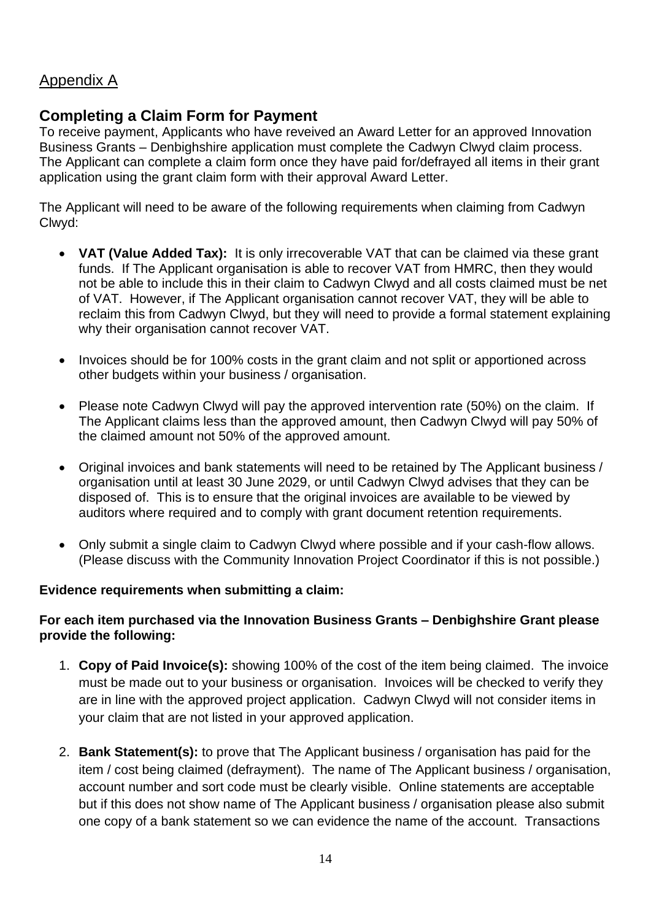## Appendix A

## Completing a Claim Form for Payment

To receive payment, Applicants who have reveived an Award Letter for an approved Innovation Business Grants – Denbighshire application must complete the Cadwyn Clwyd claim process. The Applicant can complete a claim form once they have paid for/defrayed all items in their grant application using the grant claim form with their approval Award Letter.

The Applicant will need to be aware of the following requirements when claiming from Cadwyn Clwyd:

- **VAT (Value Added Tax):** It is only irrecoverable VAT that can be claimed via these grant funds. If The Applicant organisation is able to recover VAT from HMRC, then they would not be able to include this in their claim to Cadwyn Clwyd and all costs claimed must be net of VAT. However, if The Applicant organisation cannot recover VAT, they will be able to reclaim this from Cadwyn Clwyd, but they will need to provide a formal statement explaining why their organisation cannot recover VAT.
- Invoices should be for 100% costs in the grant claim and not split or apportioned across other budgets within your business / organisation.
- Please note Cadwyn Clwyd will pay the approved intervention rate (50%) on the claim. If The Applicant claims less than the approved amount, then Cadwyn Clwyd will pay 50% of the claimed amount not 50% of the approved amount.
- Original invoices and bank statements will need to be retained by The Applicant business / organisation until at least 30 June 2029, or until Cadwyn Clwyd advises that they can be disposed of. This is to ensure that the original invoices are available to be viewed by auditors where required and to comply with grant document retention requirements.
- Only submit a single claim to Cadwyn Clwyd where possible and if your cash-flow allows. (Please discuss with the Community Innovation Project Coordinator if this is not possible.)

**Evidence requirements when submitting a claim:**

**For each item purchased via the Innovation Business Grants – Denbighshire Grant please provide the following:**

1. **Copy of Paid Invoice(s):** showing 100% of the cost of the item being claimed. The invoice must be made out to your business or organisation. Invoices will be checked to verify they are in line with the approved project application. Cadwyn Clwyd will not consider items in your claim that are not listed in your approved application.
2. **Bank Statement(s):** to prove that The Applicant business / organisation has paid for the item / cost being claimed (defrayment). The name of The Applicant business / organisation, account number and sort code must be clearly visible. Online statements are acceptable but if this does not show name of The Applicant business / organisation please also submit one copy of a bank statement so we can evidence the name of the account. Transactions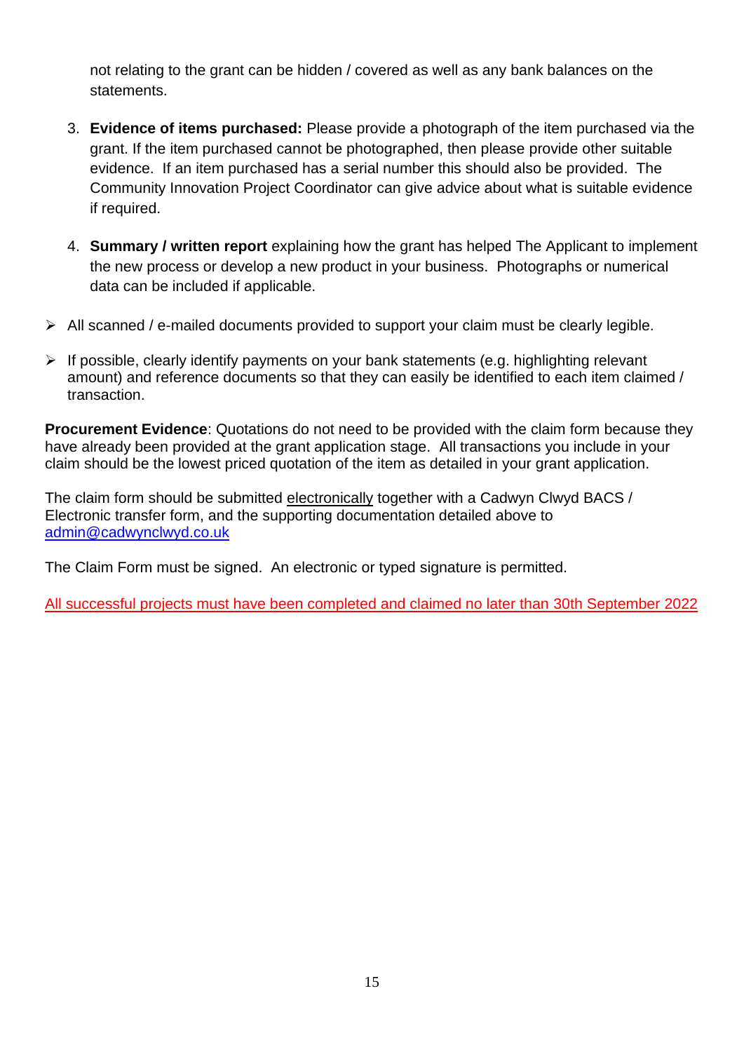not relating to the grant can be hidden / covered as well as any bank balances on the statements.

3. **Evidence of items purchased:** Please provide a photograph of the item purchased via the grant. If the item purchased cannot be photographed, then please provide other suitable evidence. If an item purchased has a serial number this should also be provided. The Community Innovation Project Coordinator can give advice about what is suitable evidence if required.

4. **Summary / written report** explaining how the grant has helped The Applicant to implement the new process or develop a new product in your business. Photographs or numerical data can be included if applicable.

- All scanned / e-mailed documents provided to support your claim must be clearly legible.

- If possible, clearly identify payments on your bank statements (e.g. highlighting relevant amount) and reference documents so that they can easily be identified to each item claimed / transaction.

**Procurement Evidence**: Quotations do not need to be provided with the claim form because they have already been provided at the grant application stage. All transactions you include in your claim should be the lowest priced quotation of the item as detailed in your grant application.

The claim form should be submitted electronically together with a Cadwyn Clwyd BACS / Electronic transfer form, and the supporting documentation detailed above to admin@cadwynclwyd.co.uk

The Claim Form must be signed. An electronic or typed signature is permitted.

All successful projects must have been completed and claimed no later than 30th September 2022